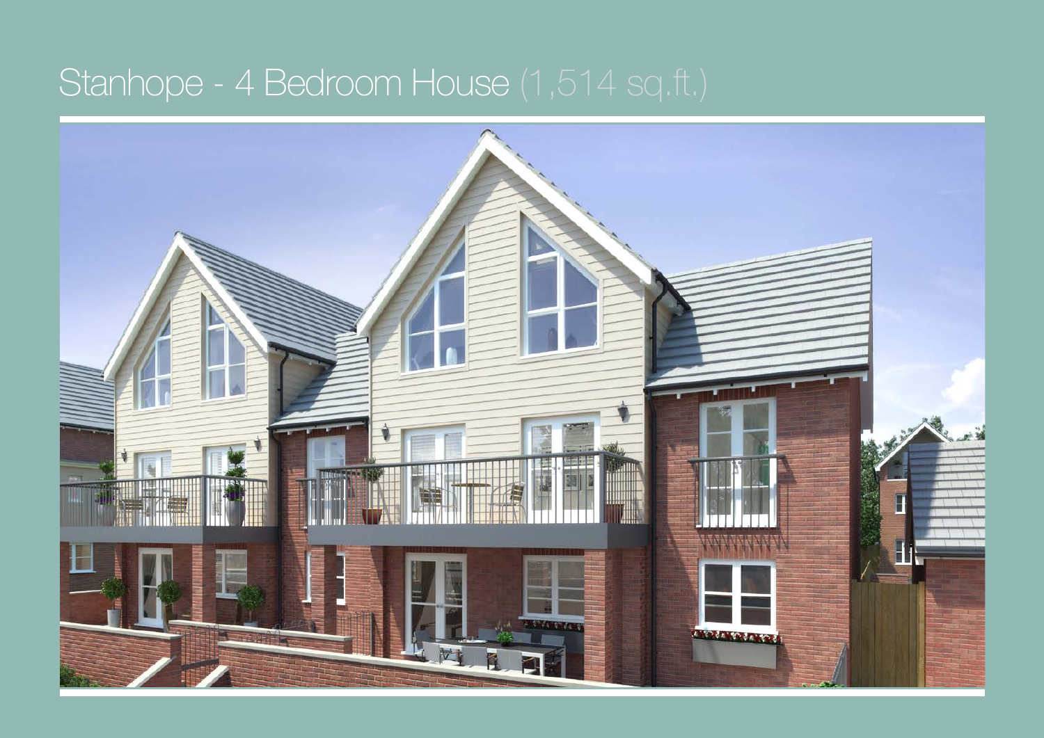# Stanhope - 4 Bedroom House (1,514 sq.ft.)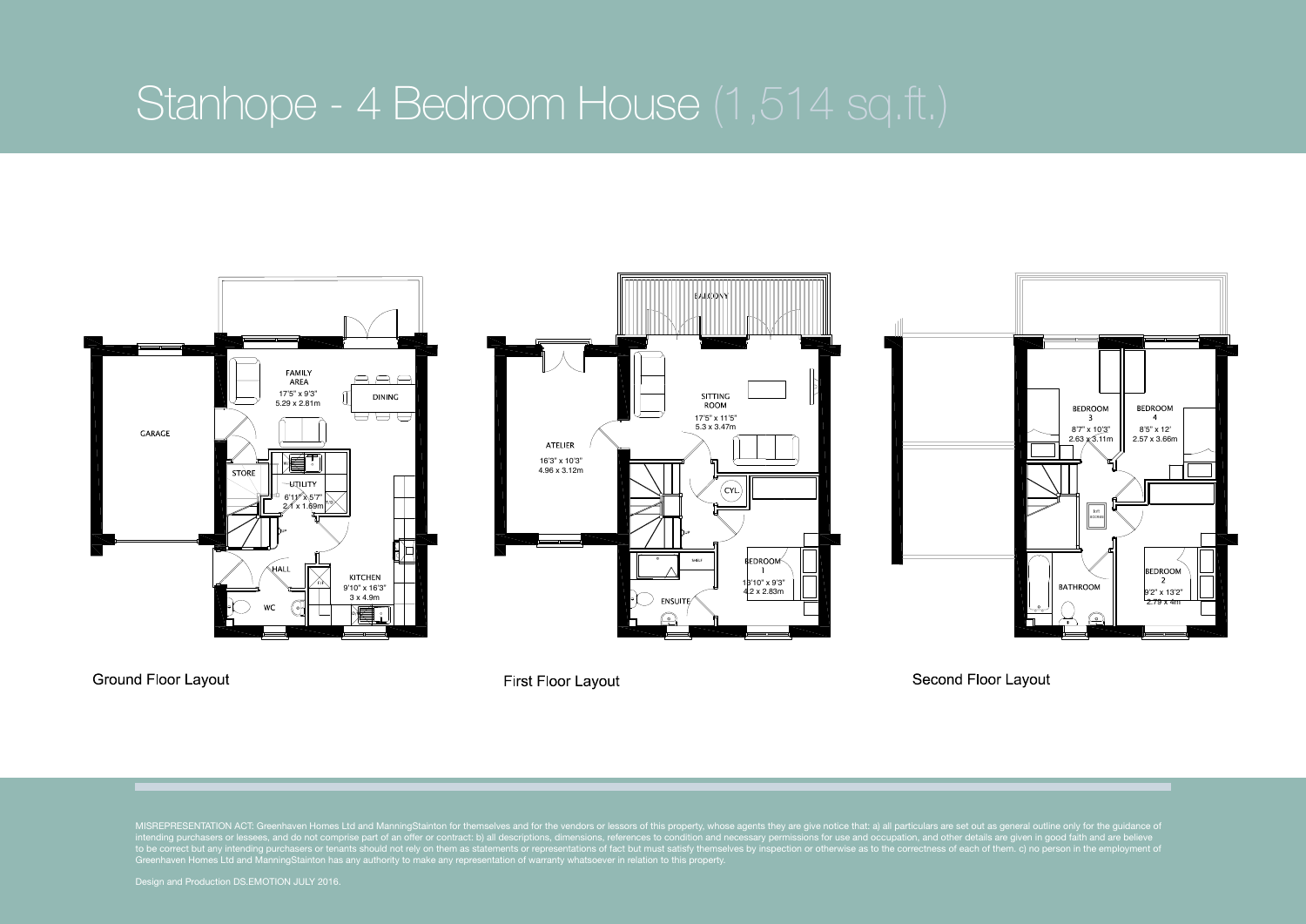# Stanhope - 4 Bedroom House (1,514 sq.ft.)

GARAGE

FAMILY AREA
17'5" x 9'3"
5.29 x 2.81m

DINING

STORE

UTILITY
6'11" x 5'7"
2.1 x 1.69m

HALL

KITCHEN
9'10" x 16'3"
3 x 4.9m

WC

Ground Floor Layout

BALCONY

ATELIER
16'3" x 10'3"
4.96 x 3.12m

SITTING ROOM
17'5" x 11'5"
5.3 x 3.47m

CYL.

BEDROOM 1
13'10" x 9'3"
4.2 x 2.83m

ENSUITE

First Floor Layout

BEDROOM 3
8'7" x 10'3"
2.63 x 3.11m

BEDROOM 4
8'5" x 12'
2.57 x 3.66m

BATHROOM

BEDROOM 2
9'2" x 13'2"
2.79 x 4m

Second Floor Layout

MISREPRESENTATION ACT: Greenhaven Homes Ltd and ManningStainton for themselves and for the vendors or lessors of this property, whose agents they are give notice that: a) all particulars are set out as general outline only for the guidance of intending purchasers or lessees, and do not comprise part of an offer or contract: b) all descriptions, dimensions, references to condition and necessary permissions for use and occupation, and other details are given in good faith and are believe to be correct but any intending purchasers or tenants should not rely on them as statements or representations of fact but must satisfy themselves by inspection or otherwise as to the correctness of each of them. c) no person in the employment of Greenhaven Homes Ltd and ManningStainton has any authority to make any representation of warranty whatsoever in relation to this property.

Design and Production DS.EMOTION JULY 2016.